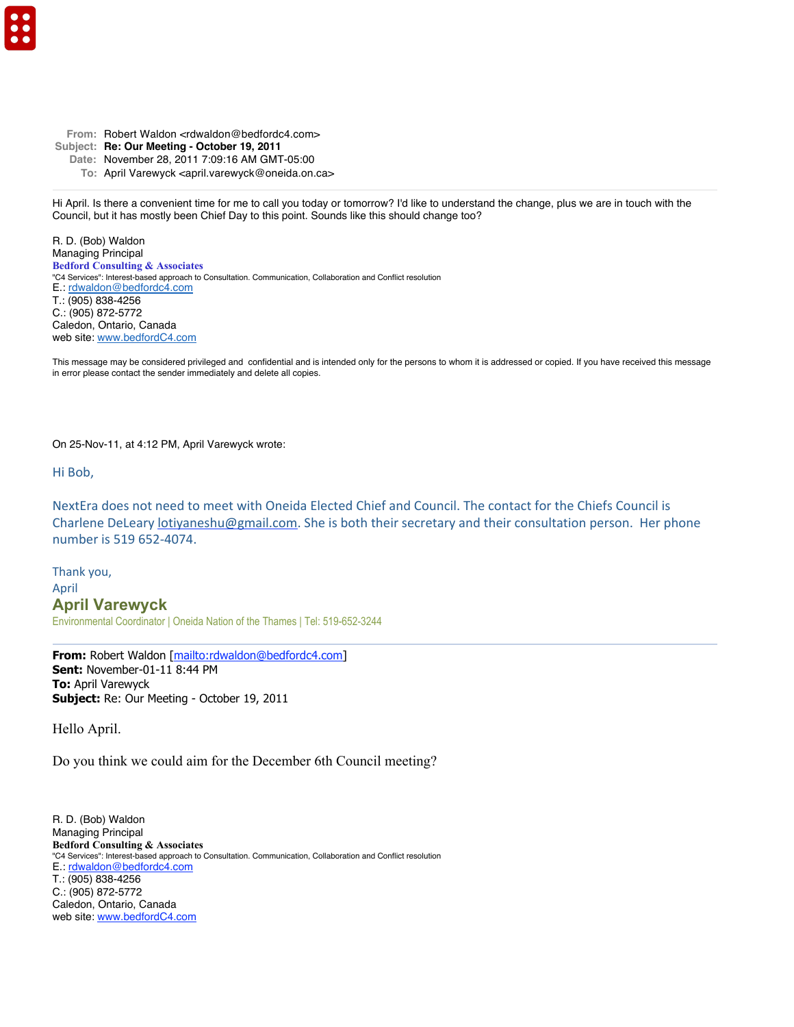**From:** Robert Waldon <rdwaldon@bedfordc4.com>
**Subject:** **Re: Our Meeting - October 19, 2011**
**Date:** November 28, 2011 7:09:16 AM GMT-05:00
**To:** April Varewyck <april.varewyck@oneida.on.ca>

---

Hi April. Is there a convenient time for me to call you today or tomorrow? I'd like to understand the change, plus we are in touch with the Council, but it has mostly been Chief Day to this point. Sounds like this should change too?

R. D. (Bob) Waldon
Managing Principal
**Bedford Consulting & Associates**
"C4 Services": Interest-based approach to Consultation. Communication, Collaboration and Conflict resolution
E.: rdwaldon@bedfordc4.com
T.: (905) 838-4256
C.: (905) 872-5772
Caledon, Ontario, Canada
web site: www.bedfordC4.com

This message may be considered privileged and confidential and is intended only for the persons to whom it is addressed or copied. If you have received this message in error please contact the sender immediately and delete all copies.

On 25-Nov-11, at 4:12 PM, April Varewyck wrote:

Hi Bob,

NextEra does not need to meet with Oneida Elected Chief and Council. The contact for the Chiefs Council is Charlene DeLeary lotiyaneshu@gmail.com. She is both their secretary and their consultation person. Her phone number is 519 652-4074.

Thank you,
April
**April Varewyck**
Environmental Coordinator | Oneida Nation of the Thames | Tel: 519-652-3244

---

**From:** Robert Waldon [mailto:rdwaldon@bedfordc4.com]
**Sent:** November-01-11 8:44 PM
**To:** April Varewyck
**Subject:** Re: Our Meeting - October 19, 2011

Hello April.

Do you think we could aim for the December 6th Council meeting?

R. D. (Bob) Waldon
Managing Principal
**Bedford Consulting & Associates**
"C4 Services": Interest-based approach to Consultation. Communication, Collaboration and Conflict resolution
E.: rdwaldon@bedfordc4.com
T.: (905) 838-4256
C.: (905) 872-5772
Caledon, Ontario, Canada
web site: www.bedfordC4.com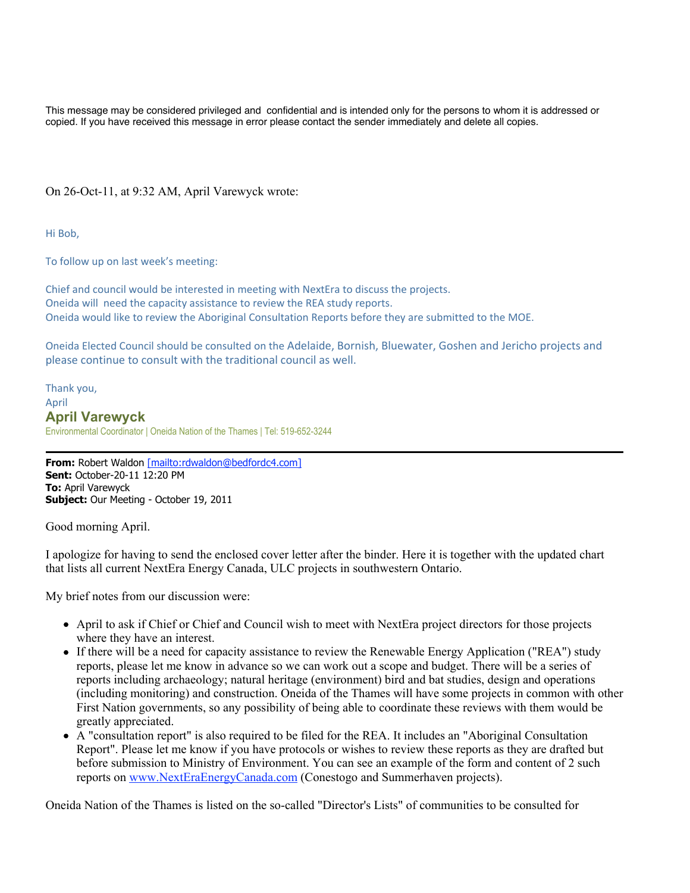This message may be considered privileged and confidential and is intended only for the persons to whom it is addressed or copied. If you have received this message in error please contact the sender immediately and delete all copies.

On 26-Oct-11, at 9:32 AM, April Varewyck wrote:

Hi Bob,

To follow up on last week's meeting:

Chief and council would be interested in meeting with NextEra to discuss the projects.
Oneida will need the capacity assistance to review the REA study reports.
Oneida would like to review the Aboriginal Consultation Reports before they are submitted to the MOE.

Oneida Elected Council should be consulted on the Adelaide, Bornish, Bluewater, Goshen and Jericho projects and please continue to consult with the traditional council as well.

Thank you,
April
**April Varewyck**
Environmental Coordinator | Oneida Nation of the Thames | Tel: 519-652-3244

---

**From:** Robert Waldon [mailto:rdwaldon@bedfordc4.com]
**Sent:** October-20-11 12:20 PM
**To:** April Varewyck
**Subject:** Our Meeting - October 19, 2011

Good morning April.

I apologize for having to send the enclosed cover letter after the binder. Here it is together with the updated chart that lists all current NextEra Energy Canada, ULC projects in southwestern Ontario.

My brief notes from our discussion were:

- April to ask if Chief or Chief and Council wish to meet with NextEra project directors for those projects where they have an interest.
- If there will be a need for capacity assistance to review the Renewable Energy Application ("REA") study reports, please let me know in advance so we can work out a scope and budget. There will be a series of reports including archaeology; natural heritage (environment) bird and bat studies, design and operations (including monitoring) and construction. Oneida of the Thames will have some projects in common with other First Nation governments, so any possibility of being able to coordinate these reviews with them would be greatly appreciated.
- A "consultation report" is also required to be filed for the REA. It includes an "Aboriginal Consultation Report". Please let me know if you have protocols or wishes to review these reports as they are drafted but before submission to Ministry of Environment. You can see an example of the form and content of 2 such reports on www.NextEraEnergyCanada.com (Conestogo and Summerhaven projects).

Oneida Nation of the Thames is listed on the so-called "Director's Lists" of communities to be consulted for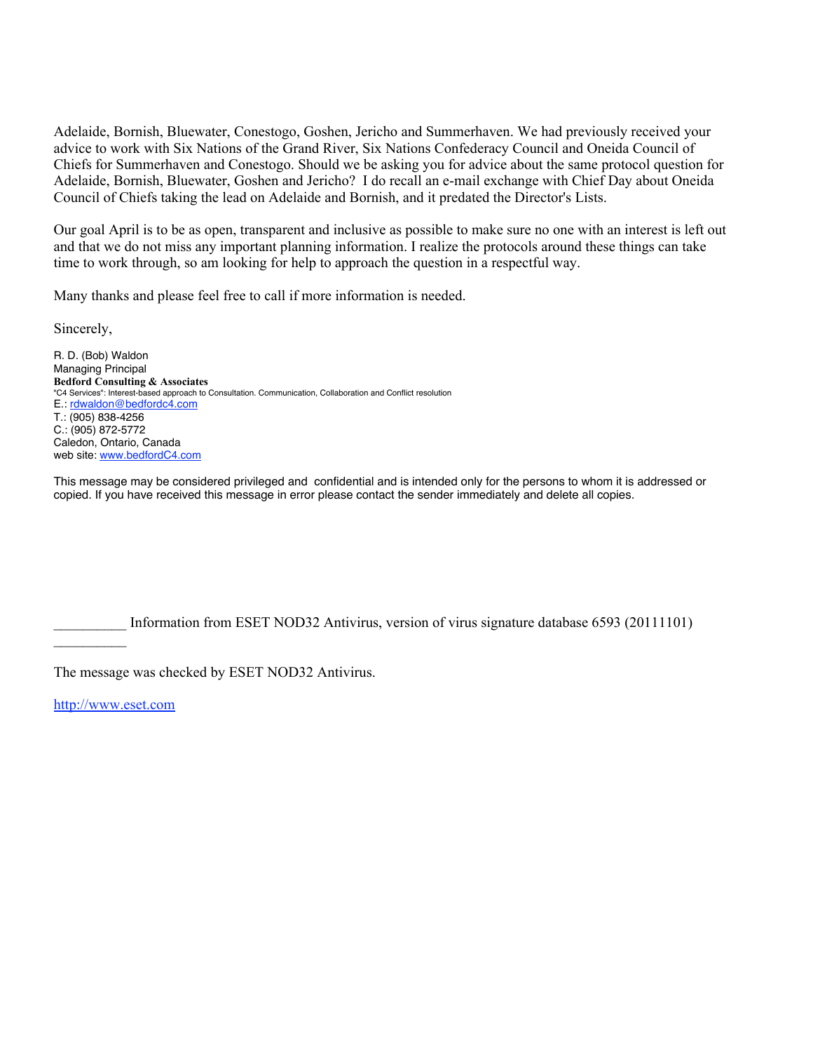Adelaide, Bornish, Bluewater, Conestogo, Goshen, Jericho and Summerhaven. We had previously received your advice to work with Six Nations of the Grand River, Six Nations Confederacy Council and Oneida Council of Chiefs for Summerhaven and Conestogo. Should we be asking you for advice about the same protocol question for Adelaide, Bornish, Bluewater, Goshen and Jericho? I do recall an e-mail exchange with Chief Day about Oneida Council of Chiefs taking the lead on Adelaide and Bornish, and it predated the Director's Lists.

Our goal April is to be as open, transparent and inclusive as possible to make sure no one with an interest is left out and that we do not miss any important planning information. I realize the protocols around these things can take time to work through, so am looking for help to approach the question in a respectful way.

Many thanks and please feel free to call if more information is needed.

Sincerely,

R. D. (Bob) Waldon
Managing Principal
**Bedford Consulting & Associates**
"C4 Services": Interest-based approach to Consultation. Communication, Collaboration and Conflict resolution
E.: rdwaldon@bedfordc4.com
T.: (905) 838-4256
C.: (905) 872-5772
Caledon, Ontario, Canada
web site: www.bedfordC4.com

This message may be considered privileged and confidential and is intended only for the persons to whom it is addressed or copied. If you have received this message in error please contact the sender immediately and delete all copies.

__________ Information from ESET NOD32 Antivirus, version of virus signature database 6593 (20111101) __________

The message was checked by ESET NOD32 Antivirus.

http://www.eset.com